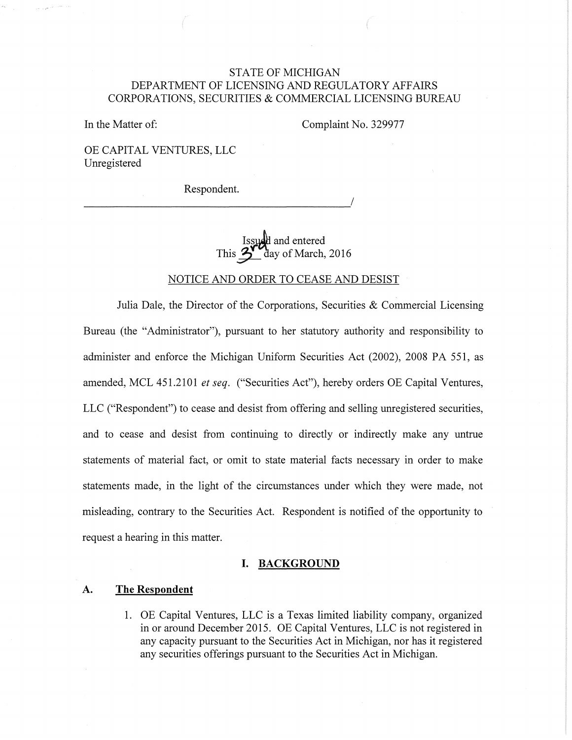STATE OF MICHIGAN
DEPARTMENT OF LICENSING AND REGULATORY AFFAIRS
CORPORATIONS, SECURITIES & COMMERCIAL LICENSING BUREAU

In the Matter of: Complaint No. 329977

OE CAPITAL VENTURES, LLC
Unregistered

Respondent.
_______________________________________________/

Issued and entered
This 3rd day of March, 2016

NOTICE AND ORDER TO CEASE AND DESIST

Julia Dale, the Director of the Corporations, Securities & Commercial Licensing Bureau (the "Administrator"), pursuant to her statutory authority and responsibility to administer and enforce the Michigan Uniform Securities Act (2002), 2008 PA 551, as amended, MCL 451.2101 *et seq.* ("Securities Act"), hereby orders OE Capital Ventures, LLC ("Respondent") to cease and desist from offering and selling unregistered securities, and to cease and desist from continuing to directly or indirectly make any untrue statements of material fact, or omit to state material facts necessary in order to make statements made, in the light of the circumstances under which they were made, not misleading, contrary to the Securities Act. Respondent is notified of the opportunity to request a hearing in this matter.

## I. BACKGROUND

### A. The Respondent

1. OE Capital Ventures, LLC is a Texas limited liability company, organized in or around December 2015. OE Capital Ventures, LLC is not registered in any capacity pursuant to the Securities Act in Michigan, nor has it registered any securities offerings pursuant to the Securities Act in Michigan.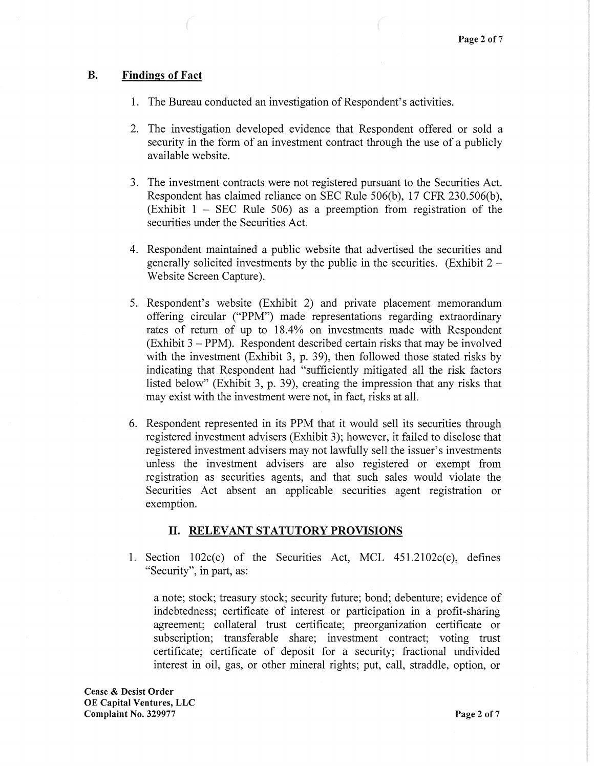## B. Findings of Fact

1. The Bureau conducted an investigation of Respondent's activities.

2. The investigation developed evidence that Respondent offered or sold a security in the form of an investment contract through the use of a publicly available website.

3. The investment contracts were not registered pursuant to the Securities Act. Respondent has claimed reliance on SEC Rule 506(b), 17 CFR 230.506(b), (Exhibit 1 – SEC Rule 506) as a preemption from registration of the securities under the Securities Act.

4. Respondent maintained a public website that advertised the securities and generally solicited investments by the public in the securities. (Exhibit 2 – Website Screen Capture).

5. Respondent's website (Exhibit 2) and private placement memorandum offering circular ("PPM") made representations regarding extraordinary rates of return of up to 18.4% on investments made with Respondent (Exhibit 3 – PPM). Respondent described certain risks that may be involved with the investment (Exhibit 3, p. 39), then followed those stated risks by indicating that Respondent had "sufficiently mitigated all the risk factors listed below" (Exhibit 3, p. 39), creating the impression that any risks that may exist with the investment were not, in fact, risks at all.

6. Respondent represented in its PPM that it would sell its securities through registered investment advisers (Exhibit 3); however, it failed to disclose that registered investment advisers may not lawfully sell the issuer's investments unless the investment advisers are also registered or exempt from registration as securities agents, and that such sales would violate the Securities Act absent an applicable securities agent registration or exemption.

## II. RELEVANT STATUTORY PROVISIONS

1. Section 102c(c) of the Securities Act, MCL 451.2102c(c), defines "Security", in part, as:

   a note; stock; treasury stock; security future; bond; debenture; evidence of indebtedness; certificate of interest or participation in a profit-sharing agreement; collateral trust certificate; preorganization certificate or subscription; transferable share; investment contract; voting trust certificate; certificate of deposit for a security; fractional undivided interest in oil, gas, or other mineral rights; put, call, straddle, option, or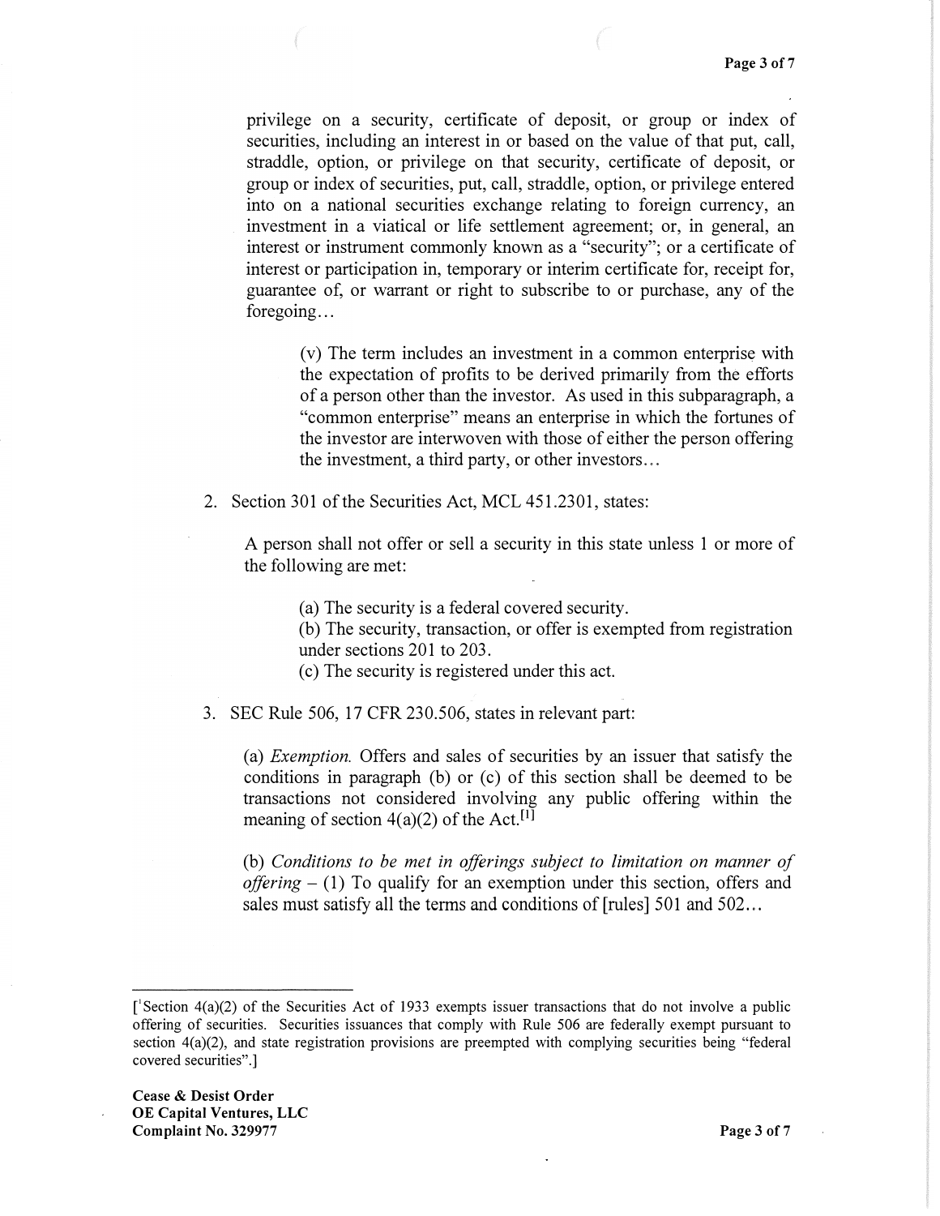privilege on a security, certificate of deposit, or group or index of securities, including an interest in or based on the value of that put, call, straddle, option, or privilege on that security, certificate of deposit, or group or index of securities, put, call, straddle, option, or privilege entered into on a national securities exchange relating to foreign currency, an investment in a viatical or life settlement agreement; or, in general, an interest or instrument commonly known as a "security"; or a certificate of interest or participation in, temporary or interim certificate for, receipt for, guarantee of, or warrant or right to subscribe to or purchase, any of the foregoing…

> (v) The term includes an investment in a common enterprise with the expectation of profits to be derived primarily from the efforts of a person other than the investor. As used in this subparagraph, a "common enterprise" means an enterprise in which the fortunes of the investor are interwoven with those of either the person offering the investment, a third party, or other investors…

2. Section 301 of the Securities Act, MCL 451.2301, states:

   A person shall not offer or sell a security in this state unless 1 or more of the following are met:

   > (a) The security is a federal covered security.
   > (b) The security, transaction, or offer is exempted from registration under sections 201 to 203.
   > (c) The security is registered under this act.

3. SEC Rule 506, 17 CFR 230.506, states in relevant part:

   (a) *Exemption.* Offers and sales of securities by an issuer that satisfy the conditions in paragraph (b) or (c) of this section shall be deemed to be transactions not considered involving any public offering within the meaning of section 4(a)(2) of the Act.[1]

   (b) *Conditions to be met in offerings subject to limitation on manner of offering* – (1) To qualify for an exemption under this section, offers and sales must satisfy all the terms and conditions of [rules] 501 and 502…

---

[[1]Section 4(a)(2) of the Securities Act of 1933 exempts issuer transactions that do not involve a public offering of securities. Securities issuances that comply with Rule 506 are federally exempt pursuant to section 4(a)(2), and state registration provisions are preempted with complying securities being "federal covered securities".]

**Cease & Desist Order**
**OE Capital Ventures, LLC**
**Complaint No. 329977**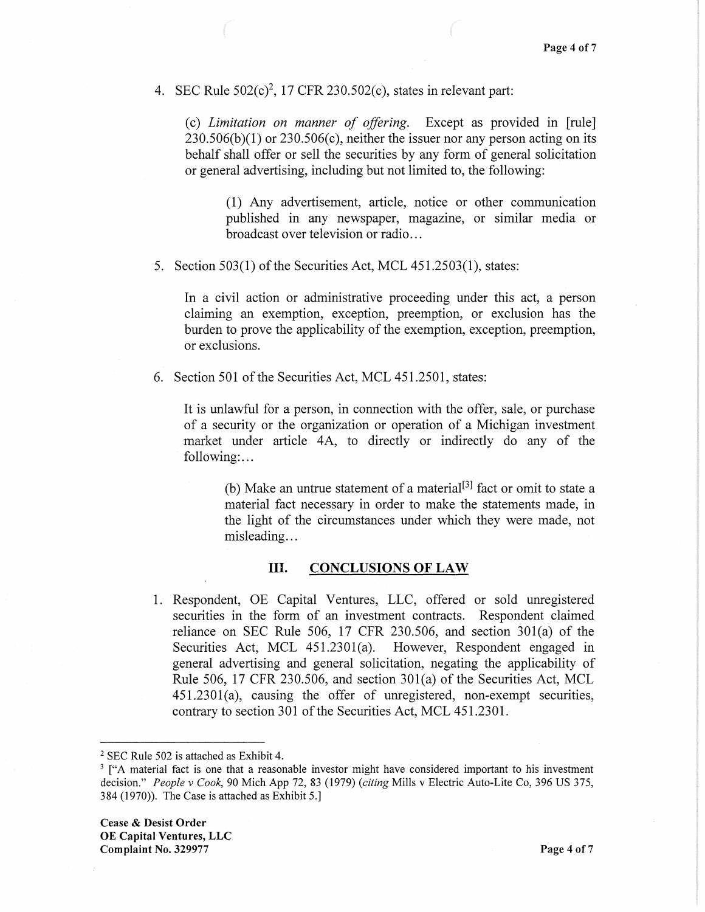4. SEC Rule 502(c)[2], 17 CFR 230.502(c), states in relevant part:

   (c) *Limitation on manner of offering.* Except as provided in [rule] 230.506(b)(1) or 230.506(c), neither the issuer nor any person acting on its behalf shall offer or sell the securities by any form of general solicitation or general advertising, including but not limited to, the following:

   > (1) Any advertisement, article, notice or other communication published in any newspaper, magazine, or similar media or broadcast over television or radio…

5. Section 503(1) of the Securities Act, MCL 451.2503(1), states:

   In a civil action or administrative proceeding under this act, a person claiming an exemption, exception, preemption, or exclusion has the burden to prove the applicability of the exemption, exception, preemption, or exclusions.

6. Section 501 of the Securities Act, MCL 451.2501, states:

   It is unlawful for a person, in connection with the offer, sale, or purchase of a security or the organization or operation of a Michigan investment market under article 4A, to directly or indirectly do any of the following:…

   > (b) Make an untrue statement of a material[3] fact or omit to state a material fact necessary in order to make the statements made, in the light of the circumstances under which they were made, not misleading…

## III. CONCLUSIONS OF LAW

1. Respondent, OE Capital Ventures, LLC, offered or sold unregistered securities in the form of an investment contracts. Respondent claimed reliance on SEC Rule 506, 17 CFR 230.506, and section 301(a) of the Securities Act, MCL 451.2301(a). However, Respondent engaged in general advertising and general solicitation, negating the applicability of Rule 506, 17 CFR 230.506, and section 301(a) of the Securities Act, MCL 451.2301(a), causing the offer of unregistered, non-exempt securities, contrary to section 301 of the Securities Act, MCL 451.2301.

---

[2] SEC Rule 502 is attached as Exhibit 4.

[3] ["A material fact is one that a reasonable investor might have considered important to his investment decision." *People v Cook*, 90 Mich App 72, 83 (1979) (*citing* Mills v Electric Auto-Lite Co, 396 US 375, 384 (1970)). The Case is attached as Exhibit 5.]

**Cease & Desist Order**
**OE Capital Ventures, LLC**
**Complaint No. 329977**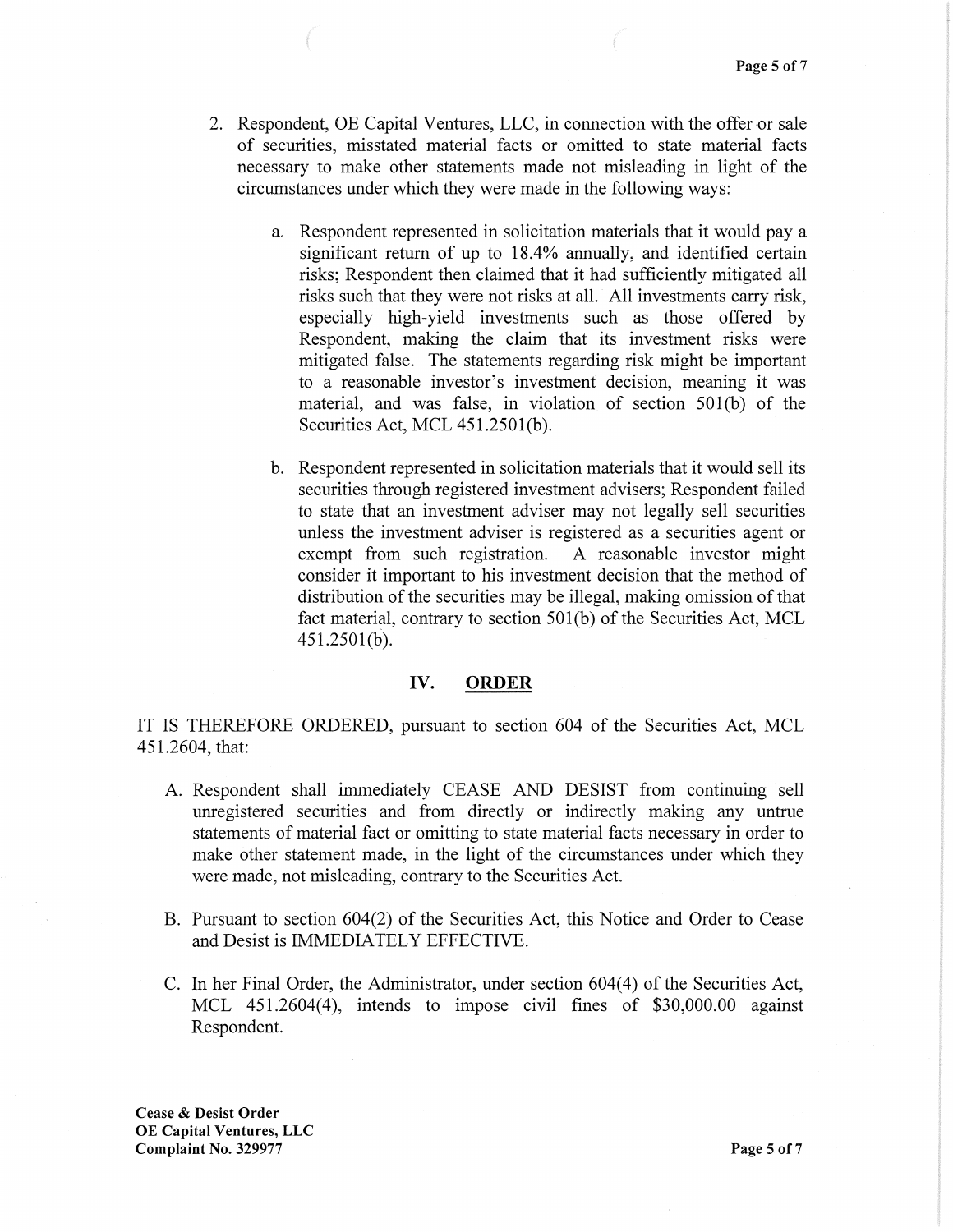2. Respondent, OE Capital Ventures, LLC, in connection with the offer or sale of securities, misstated material facts or omitted to state material facts necessary to make other statements made not misleading in light of the circumstances under which they were made in the following ways:

   a. Respondent represented in solicitation materials that it would pay a significant return of up to 18.4% annually, and identified certain risks; Respondent then claimed that it had sufficiently mitigated all risks such that they were not risks at all. All investments carry risk, especially high-yield investments such as those offered by Respondent, making the claim that its investment risks were mitigated false. The statements regarding risk might be important to a reasonable investor's investment decision, meaning it was material, and was false, in violation of section 501(b) of the Securities Act, MCL 451.2501(b).

   b. Respondent represented in solicitation materials that it would sell its securities through registered investment advisers; Respondent failed to state that an investment adviser may not legally sell securities unless the investment adviser is registered as a securities agent or exempt from such registration. A reasonable investor might consider it important to his investment decision that the method of distribution of the securities may be illegal, making omission of that fact material, contrary to section 501(b) of the Securities Act, MCL 451.2501(b).

## IV. ORDER

IT IS THEREFORE ORDERED, pursuant to section 604 of the Securities Act, MCL 451.2604, that:

A. Respondent shall immediately CEASE AND DESIST from continuing sell unregistered securities and from directly or indirectly making any untrue statements of material fact or omitting to state material facts necessary in order to make other statement made, in the light of the circumstances under which they were made, not misleading, contrary to the Securities Act.

B. Pursuant to section 604(2) of the Securities Act, this Notice and Order to Cease and Desist is IMMEDIATELY EFFECTIVE.

C. In her Final Order, the Administrator, under section 604(4) of the Securities Act, MCL 451.2604(4), intends to impose civil fines of $30,000.00 against Respondent.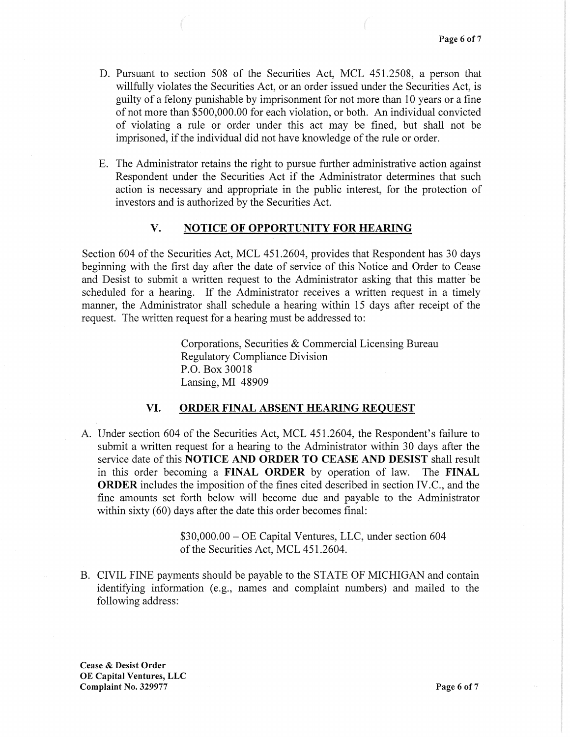D. Pursuant to section 508 of the Securities Act, MCL 451.2508, a person that willfully violates the Securities Act, or an order issued under the Securities Act, is guilty of a felony punishable by imprisonment for not more than 10 years or a fine of not more than $500,000.00 for each violation, or both. An individual convicted of violating a rule or order under this act may be fined, but shall not be imprisoned, if the individual did not have knowledge of the rule or order.

E. The Administrator retains the right to pursue further administrative action against Respondent under the Securities Act if the Administrator determines that such action is necessary and appropriate in the public interest, for the protection of investors and is authorized by the Securities Act.

## V. NOTICE OF OPPORTUNITY FOR HEARING

Section 604 of the Securities Act, MCL 451.2604, provides that Respondent has 30 days beginning with the first day after the date of service of this Notice and Order to Cease and Desist to submit a written request to the Administrator asking that this matter be scheduled for a hearing. If the Administrator receives a written request in a timely manner, the Administrator shall schedule a hearing within 15 days after receipt of the request. The written request for a hearing must be addressed to:

Corporations, Securities & Commercial Licensing Bureau
Regulatory Compliance Division
P.O. Box 30018
Lansing, MI 48909

## VI. ORDER FINAL ABSENT HEARING REQUEST

A. Under section 604 of the Securities Act, MCL 451.2604, the Respondent's failure to submit a written request for a hearing to the Administrator within 30 days after the service date of this **NOTICE AND ORDER TO CEASE AND DESIST** shall result in this order becoming a **FINAL ORDER** by operation of law. The **FINAL ORDER** includes the imposition of the fines cited described in section IV.C., and the fine amounts set forth below will become due and payable to the Administrator within sixty (60) days after the date this order becomes final:

$30,000.00 – OE Capital Ventures, LLC, under section 604 of the Securities Act, MCL 451.2604.

B. CIVIL FINE payments should be payable to the STATE OF MICHIGAN and contain identifying information (e.g., names and complaint numbers) and mailed to the following address:

**Cease & Desist Order**
**OE Capital Ventures, LLC**
**Complaint No. 329977**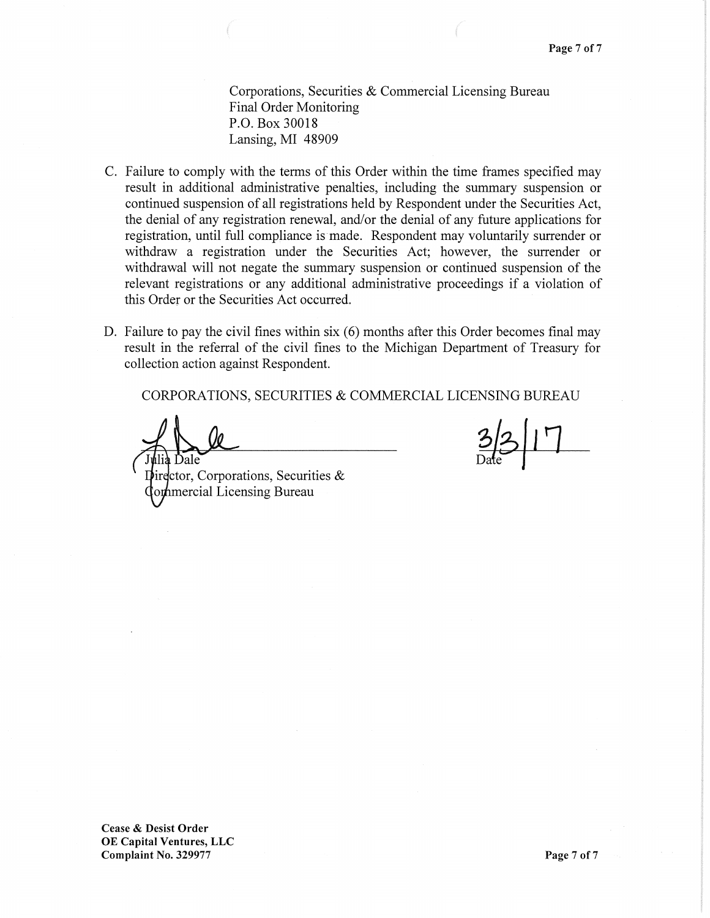Corporations, Securities & Commercial Licensing Bureau
Final Order Monitoring
P.O. Box 30018
Lansing, MI 48909

C. Failure to comply with the terms of this Order within the time frames specified may result in additional administrative penalties, including the summary suspension or continued suspension of all registrations held by Respondent under the Securities Act, the denial of any registration renewal, and/or the denial of any future applications for registration, until full compliance is made. Respondent may voluntarily surrender or withdraw a registration under the Securities Act; however, the surrender or withdrawal will not negate the summary suspension or continued suspension of the relevant registrations or any additional administrative proceedings if a violation of this Order or the Securities Act occurred.

D. Failure to pay the civil fines within six (6) months after this Order becomes final may result in the referral of the civil fines to the Michigan Department of Treasury for collection action against Respondent.

CORPORATIONS, SECURITIES & COMMERCIAL LICENSING BUREAU

Julia Dale
Director, Corporations, Securities & Commercial Licensing Bureau

3/3/17
Date

**Cease & Desist Order**
**OE Capital Ventures, LLC**
**Complaint No. 329977**